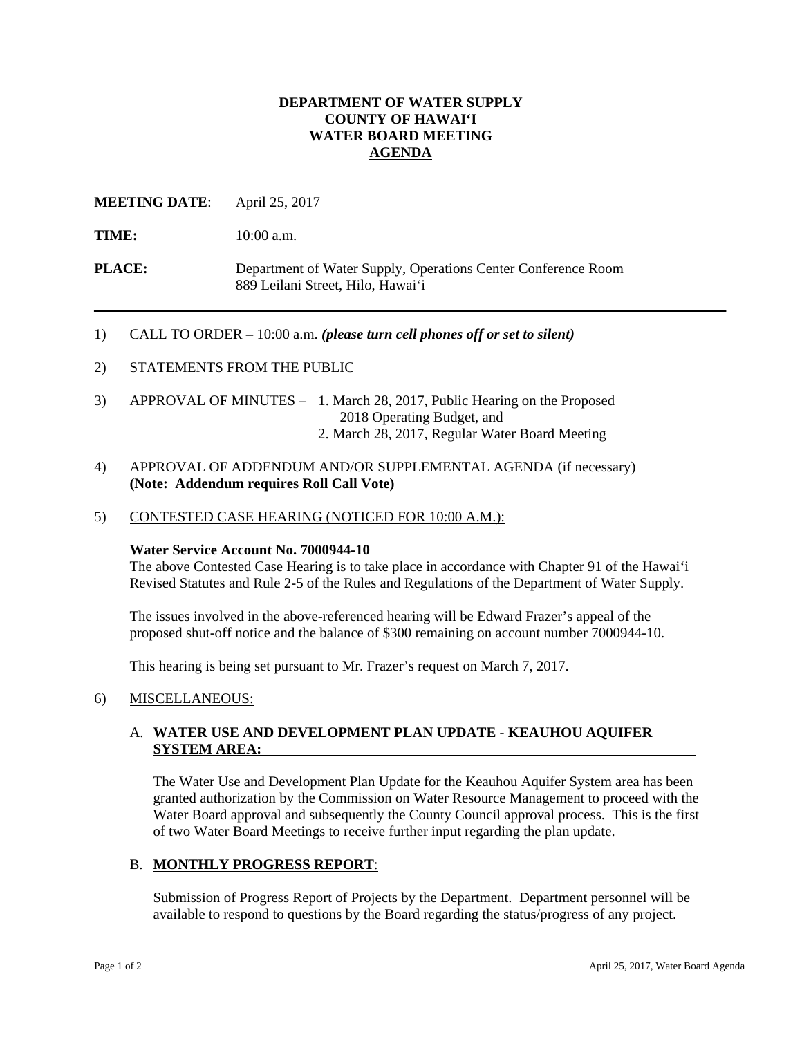# DEPARTMENT OF WATER SUPPLY
# COUNTY OF HAWAIʻI
# WATER BOARD MEETING
# AGENDA

**MEETING DATE**: April 25, 2017

**TIME:** 10:00 a.m.

**PLACE:** Department of Water Supply, Operations Center Conference Room
889 Leilani Street, Hilo, Hawaiʻi

---

1) CALL TO ORDER – 10:00 a.m. ***(please turn cell phones off or set to silent)***

2) STATEMENTS FROM THE PUBLIC

3) APPROVAL OF MINUTES – 1. March 28, 2017, Public Hearing on the Proposed 2018 Operating Budget, and
2. March 28, 2017, Regular Water Board Meeting

4) APPROVAL OF ADDENDUM AND/OR SUPPLEMENTAL AGENDA (if necessary) **(Note: Addendum requires Roll Call Vote)**

5) CONTESTED CASE HEARING (NOTICED FOR 10:00 A.M.):

**Water Service Account No. 7000944-10**
The above Contested Case Hearing is to take place in accordance with Chapter 91 of the Hawaiʻi Revised Statutes and Rule 2-5 of the Rules and Regulations of the Department of Water Supply.

The issues involved in the above-referenced hearing will be Edward Frazer's appeal of the proposed shut-off notice and the balance of $300 remaining on account number 7000944-10.

This hearing is being set pursuant to Mr. Frazer's request on March 7, 2017.

6) MISCELLANEOUS:

A. **WATER USE AND DEVELOPMENT PLAN UPDATE - KEAUHOU AQUIFER SYSTEM AREA:**

The Water Use and Development Plan Update for the Keauhou Aquifer System area has been granted authorization by the Commission on Water Resource Management to proceed with the Water Board approval and subsequently the County Council approval process. This is the first of two Water Board Meetings to receive further input regarding the plan update.

B. **MONTHLY PROGRESS REPORT**:

Submission of Progress Report of Projects by the Department. Department personnel will be available to respond to questions by the Board regarding the status/progress of any project.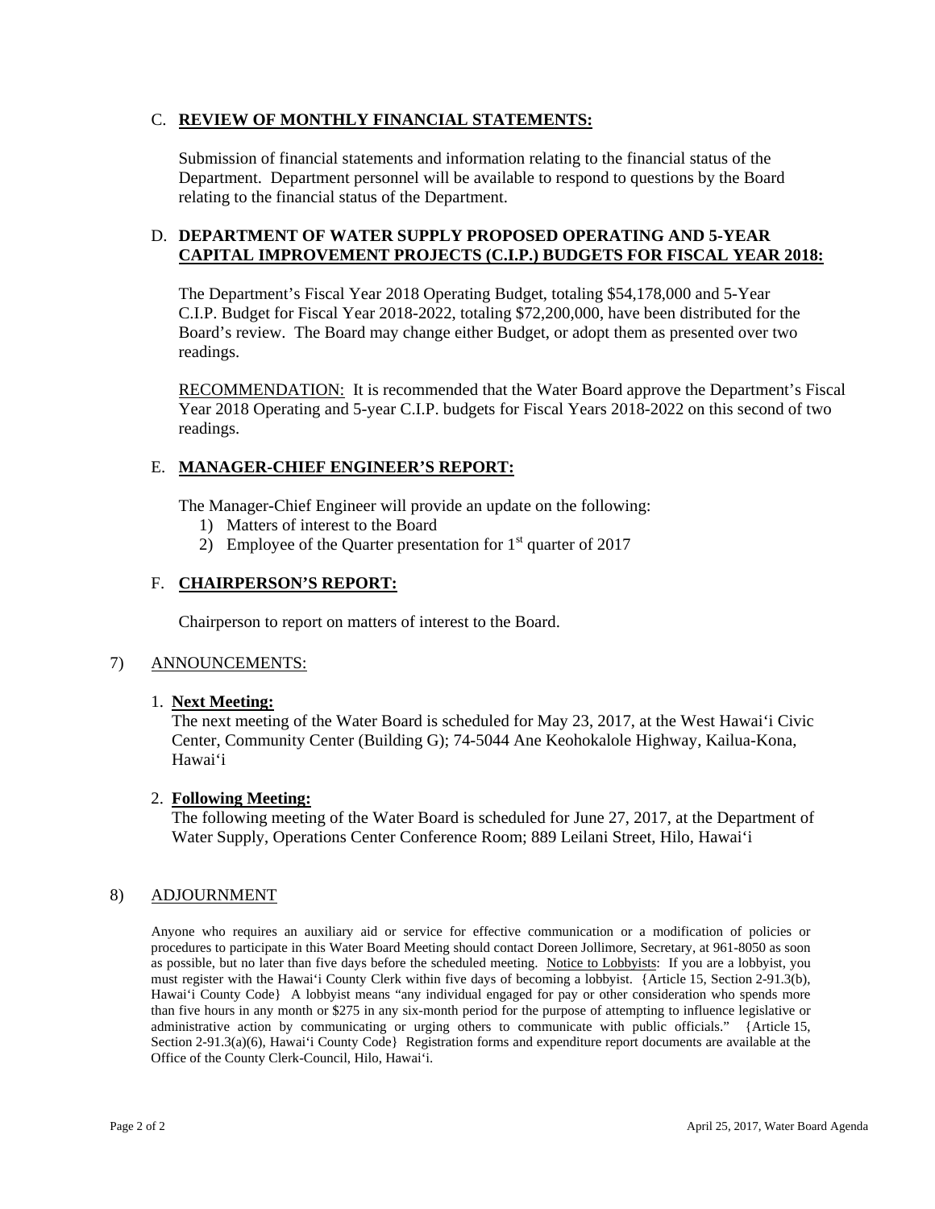C. **REVIEW OF MONTHLY FINANCIAL STATEMENTS:**

Submission of financial statements and information relating to the financial status of the Department. Department personnel will be available to respond to questions by the Board relating to the financial status of the Department.

D. **DEPARTMENT OF WATER SUPPLY PROPOSED OPERATING AND 5-YEAR CAPITAL IMPROVEMENT PROJECTS (C.I.P.) BUDGETS FOR FISCAL YEAR 2018:**

The Department's Fiscal Year 2018 Operating Budget, totaling $54,178,000 and 5-Year C.I.P. Budget for Fiscal Year 2018-2022, totaling $72,200,000, have been distributed for the Board's review. The Board may change either Budget, or adopt them as presented over two readings.

RECOMMENDATION: It is recommended that the Water Board approve the Department's Fiscal Year 2018 Operating and 5-year C.I.P. budgets for Fiscal Years 2018-2022 on this second of two readings.

E. **MANAGER-CHIEF ENGINEER'S REPORT:**

The Manager-Chief Engineer will provide an update on the following:

1) Matters of interest to the Board
2) Employee of the Quarter presentation for 1st quarter of 2017

F. **CHAIRPERSON'S REPORT:**

Chairperson to report on matters of interest to the Board.

7) ANNOUNCEMENTS:

1. **Next Meeting:**
The next meeting of the Water Board is scheduled for May 23, 2017, at the West Hawai'i Civic Center, Community Center (Building G); 74-5044 Ane Keohokalole Highway, Kailua-Kona, Hawai'i

2. **Following Meeting:**
The following meeting of the Water Board is scheduled for June 27, 2017, at the Department of Water Supply, Operations Center Conference Room; 889 Leilani Street, Hilo, Hawai'i

8) ADJOURNMENT

Anyone who requires an auxiliary aid or service for effective communication or a modification of policies or procedures to participate in this Water Board Meeting should contact Doreen Jollimore, Secretary, at 961-8050 as soon as possible, but no later than five days before the scheduled meeting. Notice to Lobbyists: If you are a lobbyist, you must register with the Hawai'i County Clerk within five days of becoming a lobbyist. {Article 15, Section 2-91.3(b), Hawai'i County Code} A lobbyist means "any individual engaged for pay or other consideration who spends more than five hours in any month or $275 in any six-month period for the purpose of attempting to influence legislative or administrative action by communicating or urging others to communicate with public officials." {Article 15, Section 2-91.3(a)(6), Hawai'i County Code} Registration forms and expenditure report documents are available at the Office of the County Clerk-Council, Hilo, Hawai'i.